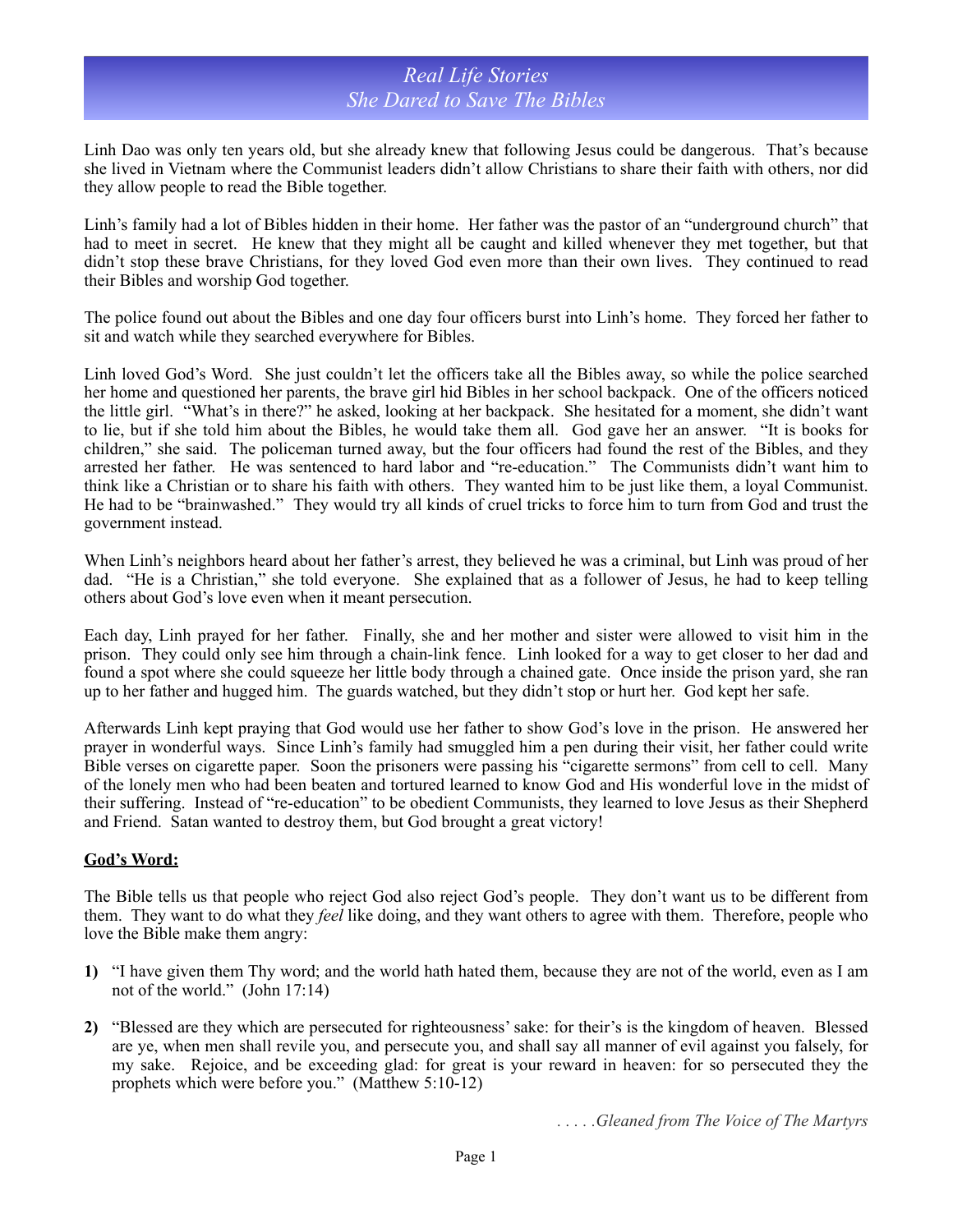# *Real Life Stories*
# *She Dared to Save The Bibles*

Linh Dao was only ten years old, but she already knew that following Jesus could be dangerous. That's because she lived in Vietnam where the Communist leaders didn't allow Christians to share their faith with others, nor did they allow people to read the Bible together.

Linh's family had a lot of Bibles hidden in their home. Her father was the pastor of an "underground church" that had to meet in secret. He knew that they might all be caught and killed whenever they met together, but that didn't stop these brave Christians, for they loved God even more than their own lives. They continued to read their Bibles and worship God together.

The police found out about the Bibles and one day four officers burst into Linh's home. They forced her father to sit and watch while they searched everywhere for Bibles.

Linh loved God's Word. She just couldn't let the officers take all the Bibles away, so while the police searched her home and questioned her parents, the brave girl hid Bibles in her school backpack. One of the officers noticed the little girl. "What's in there?" he asked, looking at her backpack. She hesitated for a moment, she didn't want to lie, but if she told him about the Bibles, he would take them all. God gave her an answer. "It is books for children," she said. The policeman turned away, but the four officers had found the rest of the Bibles, and they arrested her father. He was sentenced to hard labor and "re-education." The Communists didn't want him to think like a Christian or to share his faith with others. They wanted him to be just like them, a loyal Communist. He had to be "brainwashed." They would try all kinds of cruel tricks to force him to turn from God and trust the government instead.

When Linh's neighbors heard about her father's arrest, they believed he was a criminal, but Linh was proud of her dad. "He is a Christian," she told everyone. She explained that as a follower of Jesus, he had to keep telling others about God's love even when it meant persecution.

Each day, Linh prayed for her father. Finally, she and her mother and sister were allowed to visit him in the prison. They could only see him through a chain-link fence. Linh looked for a way to get closer to her dad and found a spot where she could squeeze her little body through a chained gate. Once inside the prison yard, she ran up to her father and hugged him. The guards watched, but they didn't stop or hurt her. God kept her safe.

Afterwards Linh kept praying that God would use her father to show God's love in the prison. He answered her prayer in wonderful ways. Since Linh's family had smuggled him a pen during their visit, her father could write Bible verses on cigarette paper. Soon the prisoners were passing his "cigarette sermons" from cell to cell. Many of the lonely men who had been beaten and tortured learned to know God and His wonderful love in the midst of their suffering. Instead of "re-education" to be obedient Communists, they learned to love Jesus as their Shepherd and Friend. Satan wanted to destroy them, but God brought a great victory!

**God's Word:**

The Bible tells us that people who reject God also reject God's people. They don't want us to be different from them. They want to do what they *feel* like doing, and they want others to agree with them. Therefore, people who love the Bible make them angry:

1) "I have given them Thy word; and the world hath hated them, because they are not of the world, even as I am not of the world." (John 17:14)

2) "Blessed are they which are persecuted for righteousness' sake: for their's is the kingdom of heaven. Blessed are ye, when men shall revile you, and persecute you, and shall say all manner of evil against you falsely, for my sake. Rejoice, and be exceeding glad: for great is your reward in heaven: for so persecuted they the prophets which were before you." (Matthew 5:10-12)

*. . . . .Gleaned from The Voice of The Martyrs*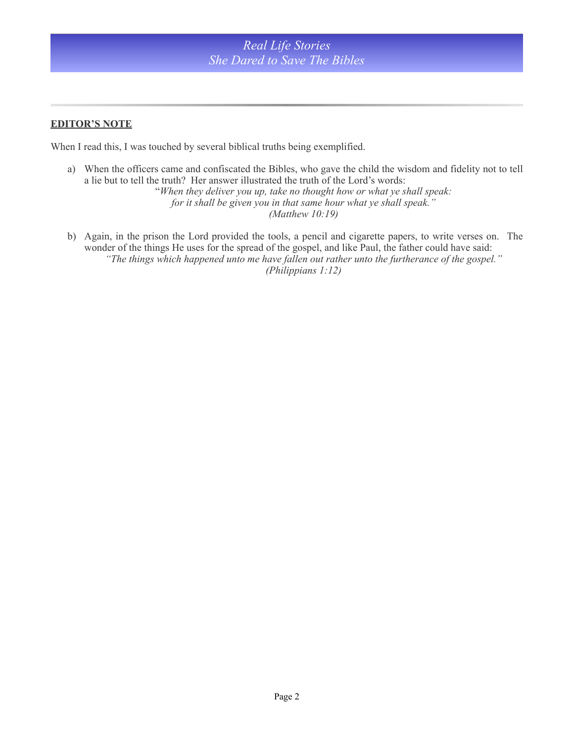**EDITOR'S NOTE**

When I read this, I was touched by several biblical truths being exemplified.

a) When the officers came and confiscated the Bibles, who gave the child the wisdom and fidelity not to tell a lie but to tell the truth? Her answer illustrated the truth of the Lord's words:

   "*When they deliver you up, take no thought how or what ye shall speak:*
   *for it shall be given you in that same hour what ye shall speak."*
   *(Matthew 10:19)*

b) Again, in the prison the Lord provided the tools, a pencil and cigarette papers, to write verses on. The wonder of the things He uses for the spread of the gospel, and like Paul, the father could have said:

   *"The things which happened unto me have fallen out rather unto the furtherance of the gospel."*
   *(Philippians 1:12)*